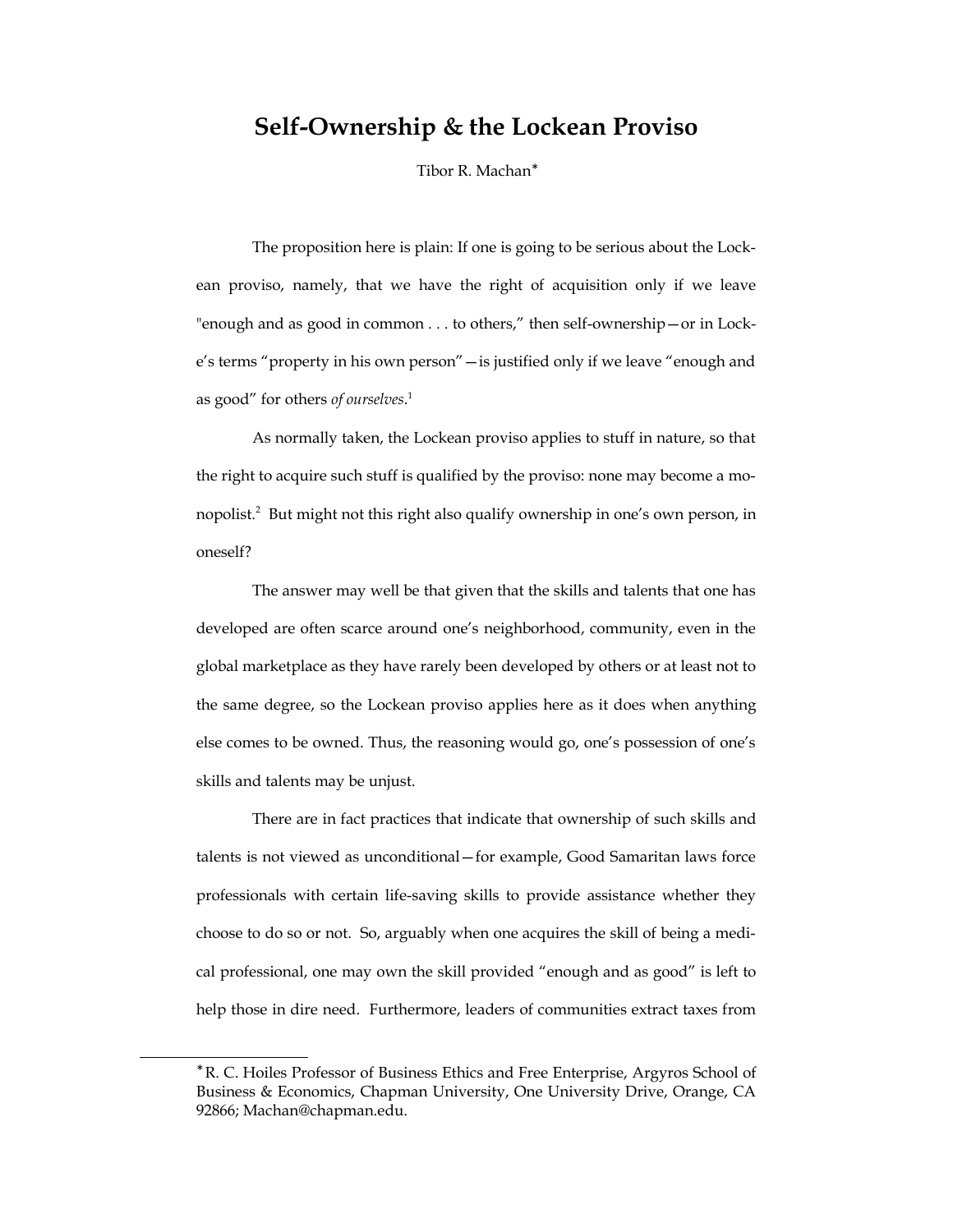# Self-Ownership & the Lockean Proviso

Tibor R. Machan*

The proposition here is plain: If one is going to be serious about the Lockean proviso, namely, that we have the right of acquisition only if we leave "enough and as good in common . . . to others," then self-ownership—or in Locke's terms "property in his own person"—is justified only if we leave "enough and as good" for others *of ourselves*.[1]

As normally taken, the Lockean proviso applies to stuff in nature, so that the right to acquire such stuff is qualified by the proviso: none may become a monopolist.[2] But might not this right also qualify ownership in one's own person, in oneself?

The answer may well be that given that the skills and talents that one has developed are often scarce around one's neighborhood, community, even in the global marketplace as they have rarely been developed by others or at least not to the same degree, so the Lockean proviso applies here as it does when anything else comes to be owned. Thus, the reasoning would go, one's possession of one's skills and talents may be unjust.

There are in fact practices that indicate that ownership of such skills and talents is not viewed as unconditional—for example, Good Samaritan laws force professionals with certain life-saving skills to provide assistance whether they choose to do so or not. So, arguably when one acquires the skill of being a medical professional, one may own the skill provided "enough and as good" is left to help those in dire need. Furthermore, leaders of communities extract taxes from

---

*R. C. Hoiles Professor of Business Ethics and Free Enterprise, Argyros School of Business & Economics, Chapman University, One University Drive, Orange, CA 92866; Machan@chapman.edu.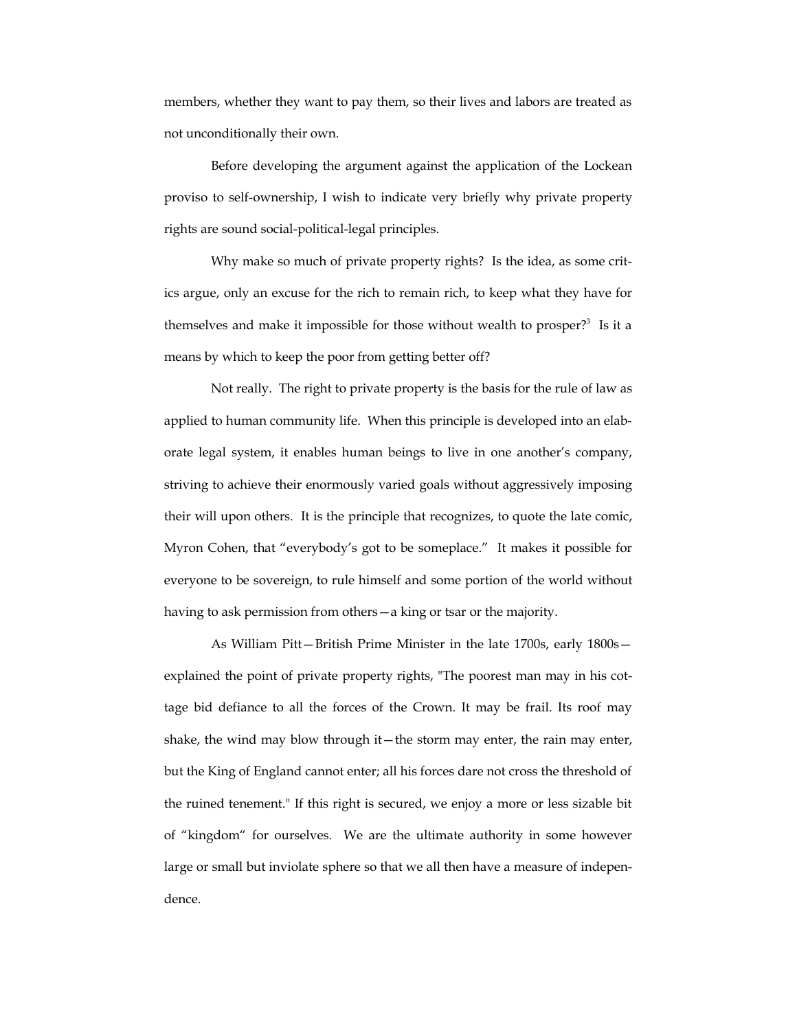members, whether they want to pay them, so their lives and labors are treated as not unconditionally their own.

Before developing the argument against the application of the Lockean proviso to self-ownership, I wish to indicate very briefly why private property rights are sound social-political-legal principles.

Why make so much of private property rights? Is the idea, as some critics argue, only an excuse for the rich to remain rich, to keep what they have for themselves and make it impossible for those without wealth to prosper?[3] Is it a means by which to keep the poor from getting better off?

Not really. The right to private property is the basis for the rule of law as applied to human community life. When this principle is developed into an elaborate legal system, it enables human beings to live in one another's company, striving to achieve their enormously varied goals without aggressively imposing their will upon others. It is the principle that recognizes, to quote the late comic, Myron Cohen, that "everybody's got to be someplace." It makes it possible for everyone to be sovereign, to rule himself and some portion of the world without having to ask permission from others—a king or tsar or the majority.

As William Pitt—British Prime Minister in the late 1700s, early 1800s—explained the point of private property rights, "The poorest man may in his cottage bid defiance to all the forces of the Crown. It may be frail. Its roof may shake, the wind may blow through it—the storm may enter, the rain may enter, but the King of England cannot enter; all his forces dare not cross the threshold of the ruined tenement." If this right is secured, we enjoy a more or less sizable bit of "kingdom" for ourselves. We are the ultimate authority in some however large or small but inviolate sphere so that we all then have a measure of independence.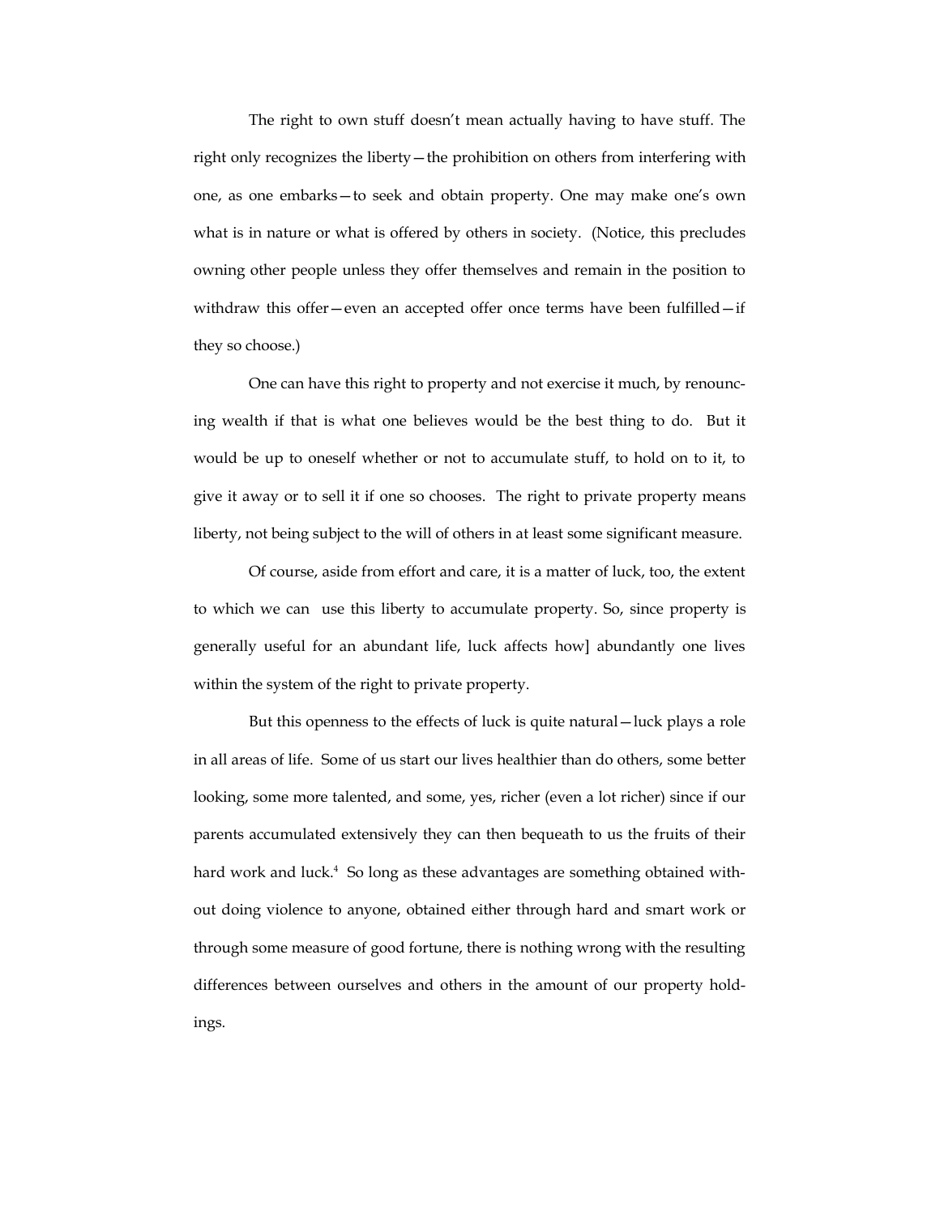The right to own stuff doesn't mean actually having to have stuff. The right only recognizes the liberty—the prohibition on others from interfering with one, as one embarks—to seek and obtain property. One may make one's own what is in nature or what is offered by others in society. (Notice, this precludes owning other people unless they offer themselves and remain in the position to withdraw this offer—even an accepted offer once terms have been fulfilled—if they so choose.)

One can have this right to property and not exercise it much, by renouncing wealth if that is what one believes would be the best thing to do. But it would be up to oneself whether or not to accumulate stuff, to hold on to it, to give it away or to sell it if one so chooses. The right to private property means liberty, not being subject to the will of others in at least some significant measure.

Of course, aside from effort and care, it is a matter of luck, too, the extent to which we can use this liberty to accumulate property. So, since property is generally useful for an abundant life, luck affects how] abundantly one lives within the system of the right to private property.

But this openness to the effects of luck is quite natural—luck plays a role in all areas of life. Some of us start our lives healthier than do others, some better looking, some more talented, and some, yes, richer (even a lot richer) since if our parents accumulated extensively they can then bequeath to us the fruits of their hard work and luck.[4] So long as these advantages are something obtained without doing violence to anyone, obtained either through hard and smart work or through some measure of good fortune, there is nothing wrong with the resulting differences between ourselves and others in the amount of our property holdings.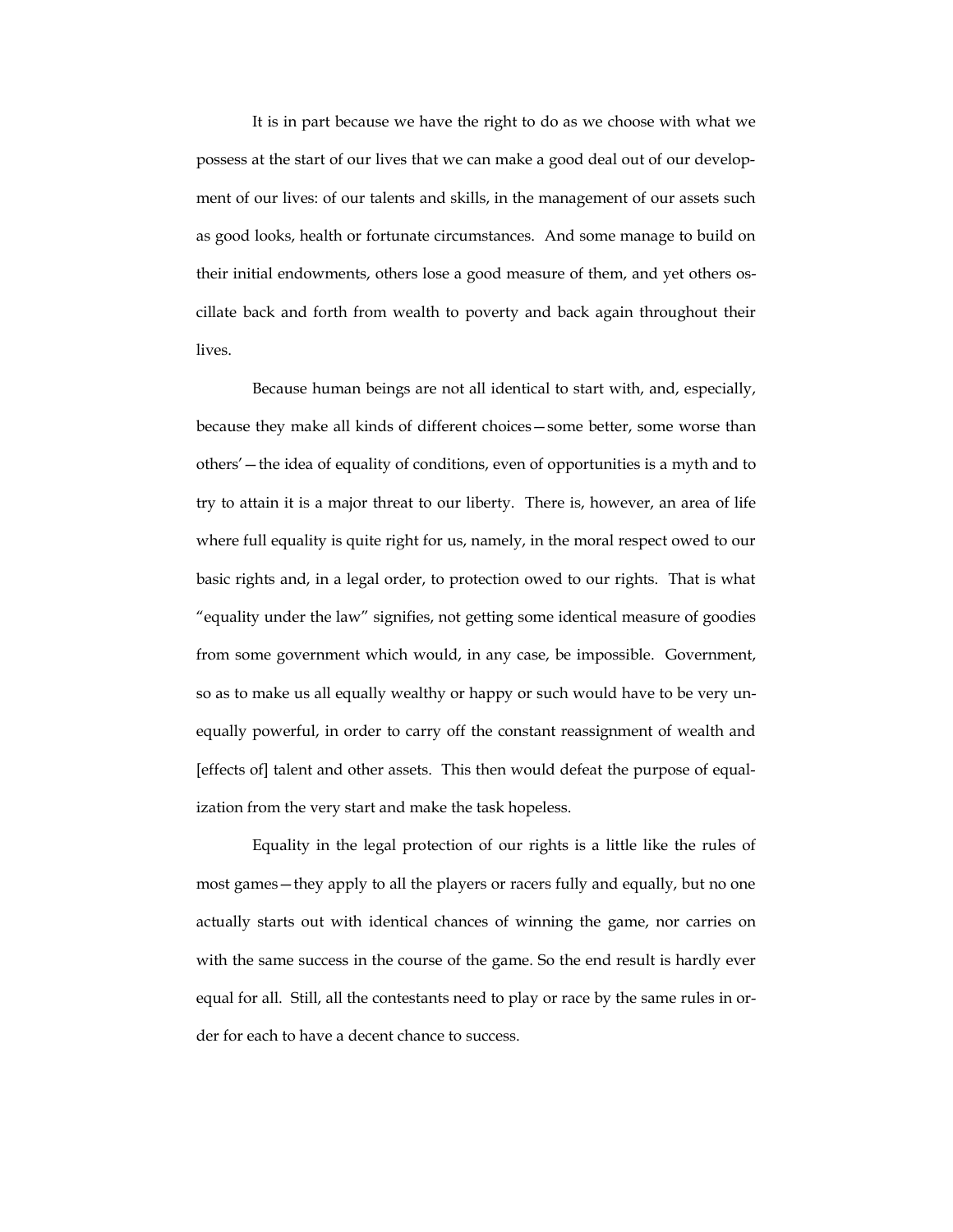It is in part because we have the right to do as we choose with what we possess at the start of our lives that we can make a good deal out of our development of our lives: of our talents and skills, in the management of our assets such as good looks, health or fortunate circumstances. And some manage to build on their initial endowments, others lose a good measure of them, and yet others oscillate back and forth from wealth to poverty and back again throughout their lives.

Because human beings are not all identical to start with, and, especially, because they make all kinds of different choices—some better, some worse than others'—the idea of equality of conditions, even of opportunities is a myth and to try to attain it is a major threat to our liberty. There is, however, an area of life where full equality is quite right for us, namely, in the moral respect owed to our basic rights and, in a legal order, to protection owed to our rights. That is what "equality under the law" signifies, not getting some identical measure of goodies from some government which would, in any case, be impossible. Government, so as to make us all equally wealthy or happy or such would have to be very unequally powerful, in order to carry off the constant reassignment of wealth and [effects of] talent and other assets. This then would defeat the purpose of equalization from the very start and make the task hopeless.

Equality in the legal protection of our rights is a little like the rules of most games—they apply to all the players or racers fully and equally, but no one actually starts out with identical chances of winning the game, nor carries on with the same success in the course of the game. So the end result is hardly ever equal for all. Still, all the contestants need to play or race by the same rules in order for each to have a decent chance to success.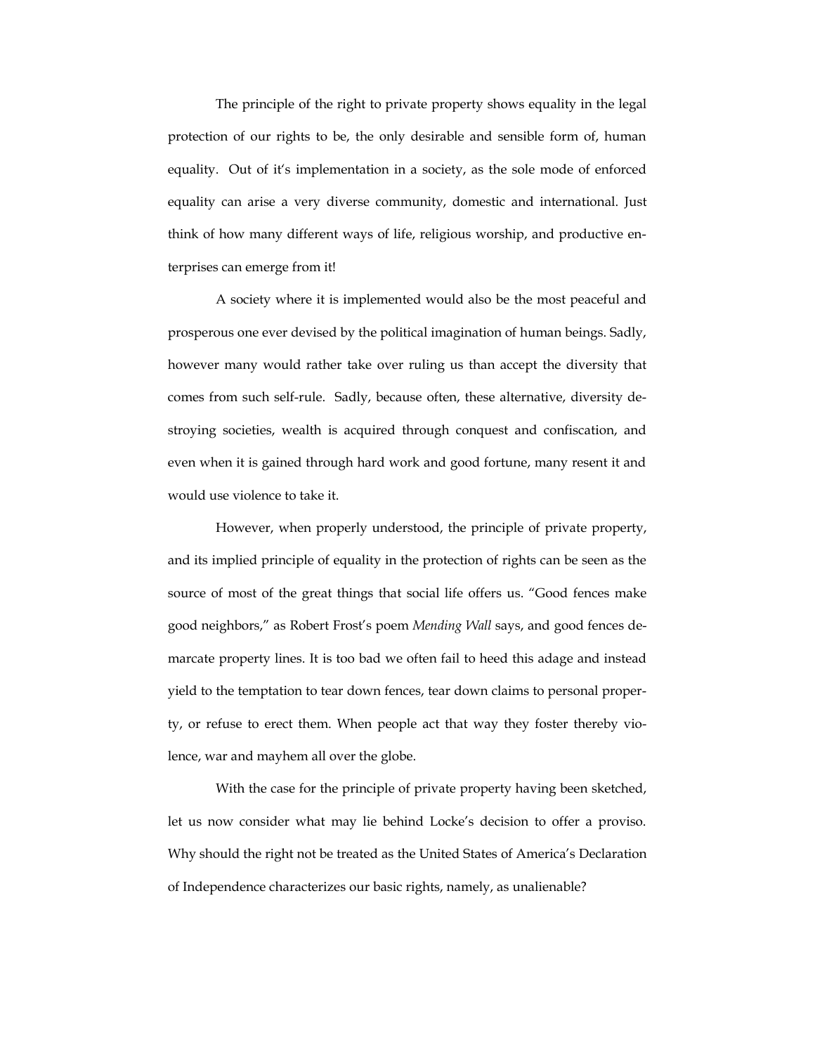The principle of the right to private property shows equality in the legal protection of our rights to be, the only desirable and sensible form of, human equality. Out of it's implementation in a society, as the sole mode of enforced equality can arise a very diverse community, domestic and international. Just think of how many different ways of life, religious worship, and productive enterprises can emerge from it!

A society where it is implemented would also be the most peaceful and prosperous one ever devised by the political imagination of human beings. Sadly, however many would rather take over ruling us than accept the diversity that comes from such self-rule. Sadly, because often, these alternative, diversity destroying societies, wealth is acquired through conquest and confiscation, and even when it is gained through hard work and good fortune, many resent it and would use violence to take it.

However, when properly understood, the principle of private property, and its implied principle of equality in the protection of rights can be seen as the source of most of the great things that social life offers us. "Good fences make good neighbors," as Robert Frost's poem *Mending Wall* says, and good fences demarcate property lines. It is too bad we often fail to heed this adage and instead yield to the temptation to tear down fences, tear down claims to personal property, or refuse to erect them. When people act that way they foster thereby violence, war and mayhem all over the globe.

With the case for the principle of private property having been sketched, let us now consider what may lie behind Locke's decision to offer a proviso. Why should the right not be treated as the United States of America's Declaration of Independence characterizes our basic rights, namely, as unalienable?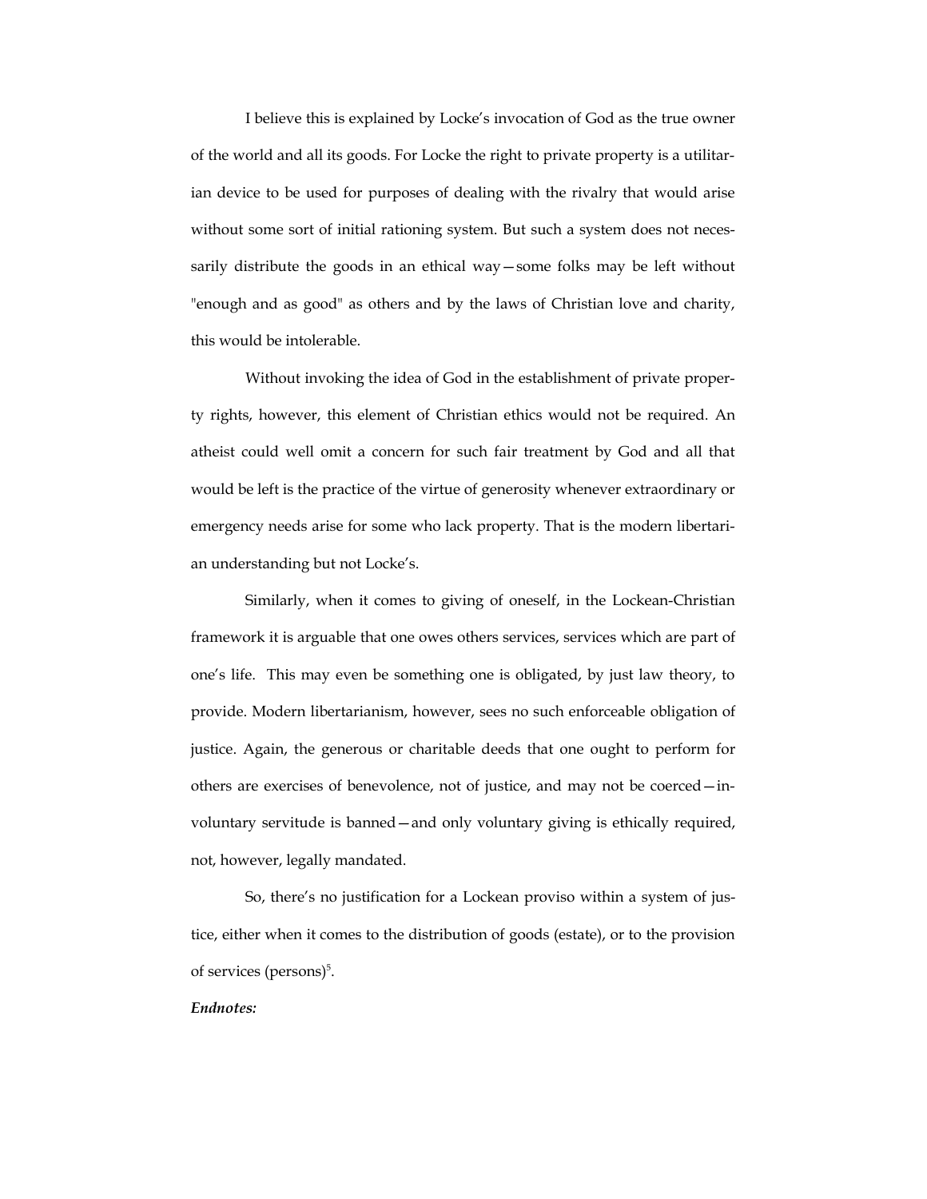I believe this is explained by Locke's invocation of God as the true owner of the world and all its goods. For Locke the right to private property is a utilitarian device to be used for purposes of dealing with the rivalry that would arise without some sort of initial rationing system. But such a system does not necessarily distribute the goods in an ethical way—some folks may be left without "enough and as good" as others and by the laws of Christian love and charity, this would be intolerable.

Without invoking the idea of God in the establishment of private property rights, however, this element of Christian ethics would not be required. An atheist could well omit a concern for such fair treatment by God and all that would be left is the practice of the virtue of generosity whenever extraordinary or emergency needs arise for some who lack property. That is the modern libertarian understanding but not Locke's.

Similarly, when it comes to giving of oneself, in the Lockean-Christian framework it is arguable that one owes others services, services which are part of one's life. This may even be something one is obligated, by just law theory, to provide. Modern libertarianism, however, sees no such enforceable obligation of justice. Again, the generous or charitable deeds that one ought to perform for others are exercises of benevolence, not of justice, and may not be coerced—involuntary servitude is banned—and only voluntary giving is ethically required, not, however, legally mandated.

So, there's no justification for a Lockean proviso within a system of justice, either when it comes to the distribution of goods (estate), or to the provision of services (persons)[5].

***Endnotes:***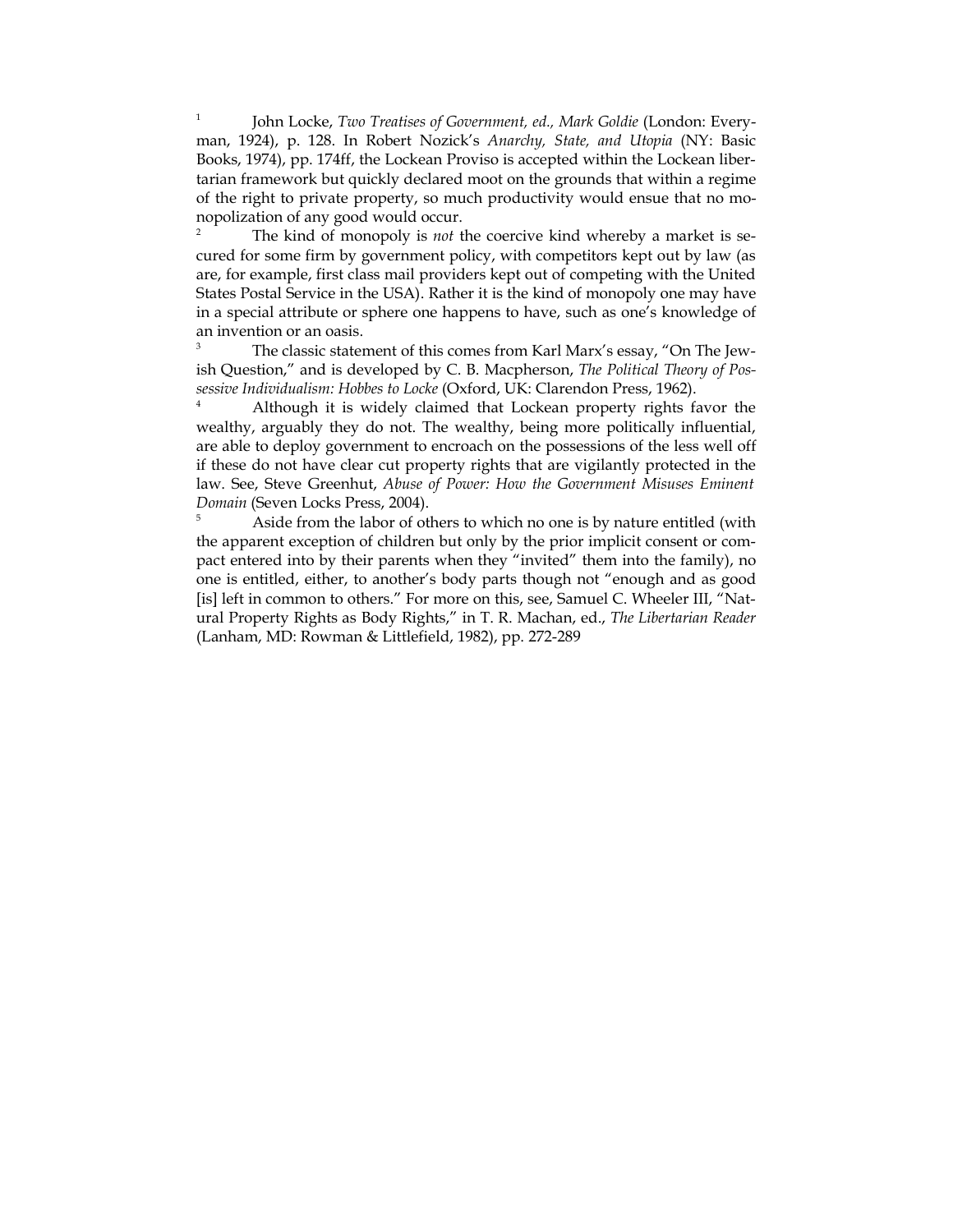[1] John Locke, *Two Treatises of Government, ed., Mark Goldie* (London: Everyman, 1924), p. 128. In Robert Nozick's *Anarchy, State, and Utopia* (NY: Basic Books, 1974), pp. 174ff, the Lockean Proviso is accepted within the Lockean libertarian framework but quickly declared moot on the grounds that within a regime of the right to private property, so much productivity would ensue that no monopolization of any good would occur.

[2] The kind of monopoly is *not* the coercive kind whereby a market is secured for some firm by government policy, with competitors kept out by law (as are, for example, first class mail providers kept out of competing with the United States Postal Service in the USA). Rather it is the kind of monopoly one may have in a special attribute or sphere one happens to have, such as one's knowledge of an invention or an oasis.

[3] The classic statement of this comes from Karl Marx's essay, "On The Jewish Question," and is developed by C. B. Macpherson, *The Political Theory of Possessive Individualism: Hobbes to Locke* (Oxford, UK: Clarendon Press, 1962).

[4] Although it is widely claimed that Lockean property rights favor the wealthy, arguably they do not. The wealthy, being more politically influential, are able to deploy government to encroach on the possessions of the less well off if these do not have clear cut property rights that are vigilantly protected in the law. See, Steve Greenhut, *Abuse of Power: How the Government Misuses Eminent Domain* (Seven Locks Press, 2004).

[5] Aside from the labor of others to which no one is by nature entitled (with the apparent exception of children but only by the prior implicit consent or compact entered into by their parents when they "invited" them into the family), no one is entitled, either, to another's body parts though not "enough and as good [is] left in common to others." For more on this, see, Samuel C. Wheeler III, "Natural Property Rights as Body Rights," in T. R. Machan, ed., *The Libertarian Reader* (Lanham, MD: Rowman & Littlefield, 1982), pp. 272-289